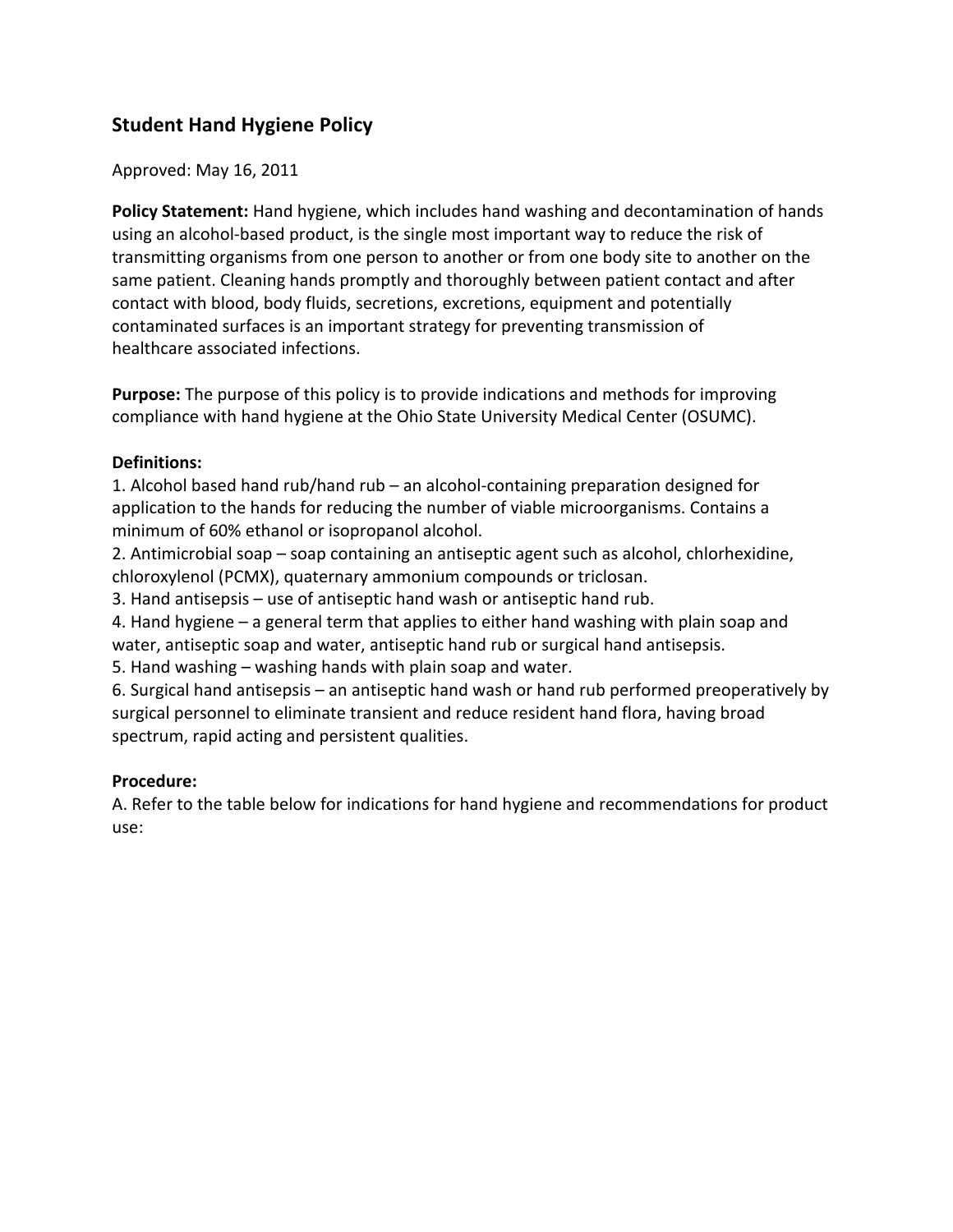## Student Hand Hygiene Policy

Approved: May 16, 2011

**Policy Statement:** Hand hygiene, which includes hand washing and decontamination of hands using an alcohol-based product, is the single most important way to reduce the risk of transmitting organisms from one person to another or from one body site to another on the same patient. Cleaning hands promptly and thoroughly between patient contact and after contact with blood, body fluids, secretions, excretions, equipment and potentially contaminated surfaces is an important strategy for preventing transmission of healthcare associated infections.

**Purpose:** The purpose of this policy is to provide indications and methods for improving compliance with hand hygiene at the Ohio State University Medical Center (OSUMC).

**Definitions:**

1. Alcohol based hand rub/hand rub – an alcohol-containing preparation designed for application to the hands for reducing the number of viable microorganisms. Contains a minimum of 60% ethanol or isopropanol alcohol.
2. Antimicrobial soap – soap containing an antiseptic agent such as alcohol, chlorhexidine, chloroxylenol (PCMX), quaternary ammonium compounds or triclosan.
3. Hand antisepsis – use of antiseptic hand wash or antiseptic hand rub.
4. Hand hygiene – a general term that applies to either hand washing with plain soap and water, antiseptic soap and water, antiseptic hand rub or surgical hand antisepsis.
5. Hand washing – washing hands with plain soap and water.
6. Surgical hand antisepsis – an antiseptic hand wash or hand rub performed preoperatively by surgical personnel to eliminate transient and reduce resident hand flora, having broad spectrum, rapid acting and persistent qualities.

**Procedure:**

A. Refer to the table below for indications for hand hygiene and recommendations for product use: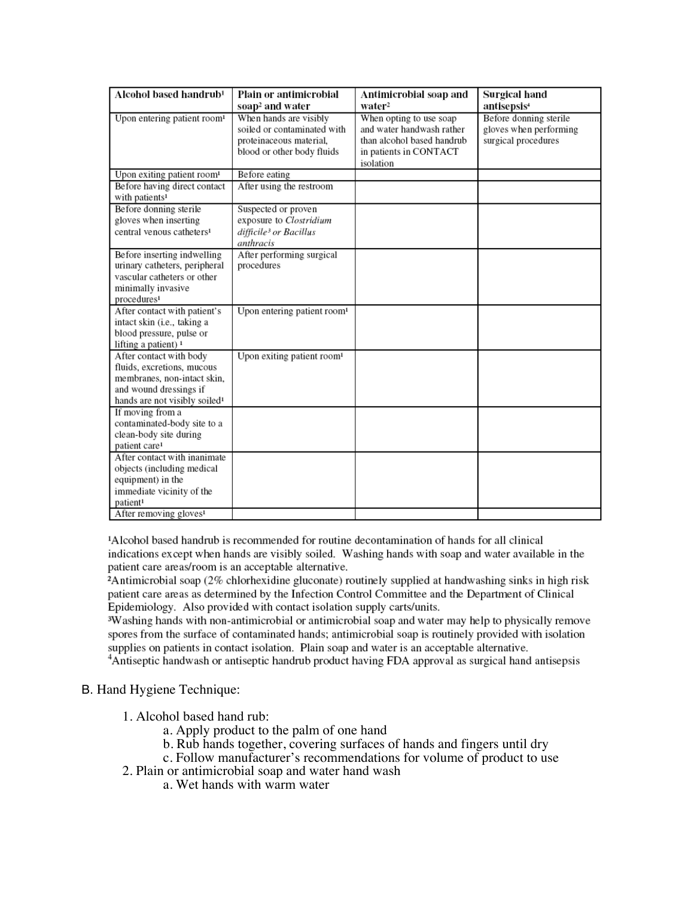| Alcohol based handrub[1] | Plain or antimicrobial soap[2] and water | Antimicrobial soap and water[2] | Surgical hand antisepsis[4] |
|---|---|---|---|
| Upon entering patient room[1] | When hands are visibly soiled or contaminated with proteinaceous material, blood or other body fluids | When opting to use soap and water handwash rather than alcohol based handrub in patients in CONTACT isolation | Before donning sterile gloves when performing surgical procedures |
| Upon exiting patient room[1] | Before eating | | |
| Before having direct contact with patients[1] | After using the restroom | | |
| Before donning sterile gloves when inserting central venous catheters[1] | Suspected or proven exposure to *Clostridium difficile*[3] or *Bacillus anthracis* | | |
| Before inserting indwelling urinary catheters, peripheral vascular catheters or other minimally invasive procedures[1] | After performing surgical procedures | | |
| After contact with patient's intact skin (i.e., taking a blood pressure, pulse or lifting a patient) [1] | Upon entering patient room[1] | | |
| After contact with body fluids, excretions, mucous membranes, non-intact skin, and wound dressings if hands are not visibly soiled[1] | Upon exiting patient room[1] | | |
| If moving from a contaminated-body site to a clean-body site during patient care[1] | | | |
| After contact with inanimate objects (including medical equipment) in the immediate vicinity of the patient[1] | | | |
| After removing gloves[1] | | | |

[1]Alcohol based handrub is recommended for routine decontamination of hands for all clinical indications except when hands are visibly soiled. Washing hands with soap and water available in the patient care areas/room is an acceptable alternative.
[2]Antimicrobial soap (2% chlorhexidine gluconate) routinely supplied at handwashing sinks in high risk patient care areas as determined by the Infection Control Committee and the Department of Clinical Epidemiology. Also provided with contact isolation supply carts/units.
[3]Washing hands with non-antimicrobial or antimicrobial soap and water may help to physically remove spores from the surface of contaminated hands; antimicrobial soap is routinely provided with isolation supplies on patients in contact isolation. Plain soap and water is an acceptable alternative.
[4]Antiseptic handwash or antiseptic handrub product having FDA approval as surgical hand antisepsis

B. Hand Hygiene Technique:

1. Alcohol based hand rub:
    a. Apply product to the palm of one hand
    b. Rub hands together, covering surfaces of hands and fingers until dry
    c. Follow manufacturer's recommendations for volume of product to use
2. Plain or antimicrobial soap and water hand wash
    a. Wet hands with warm water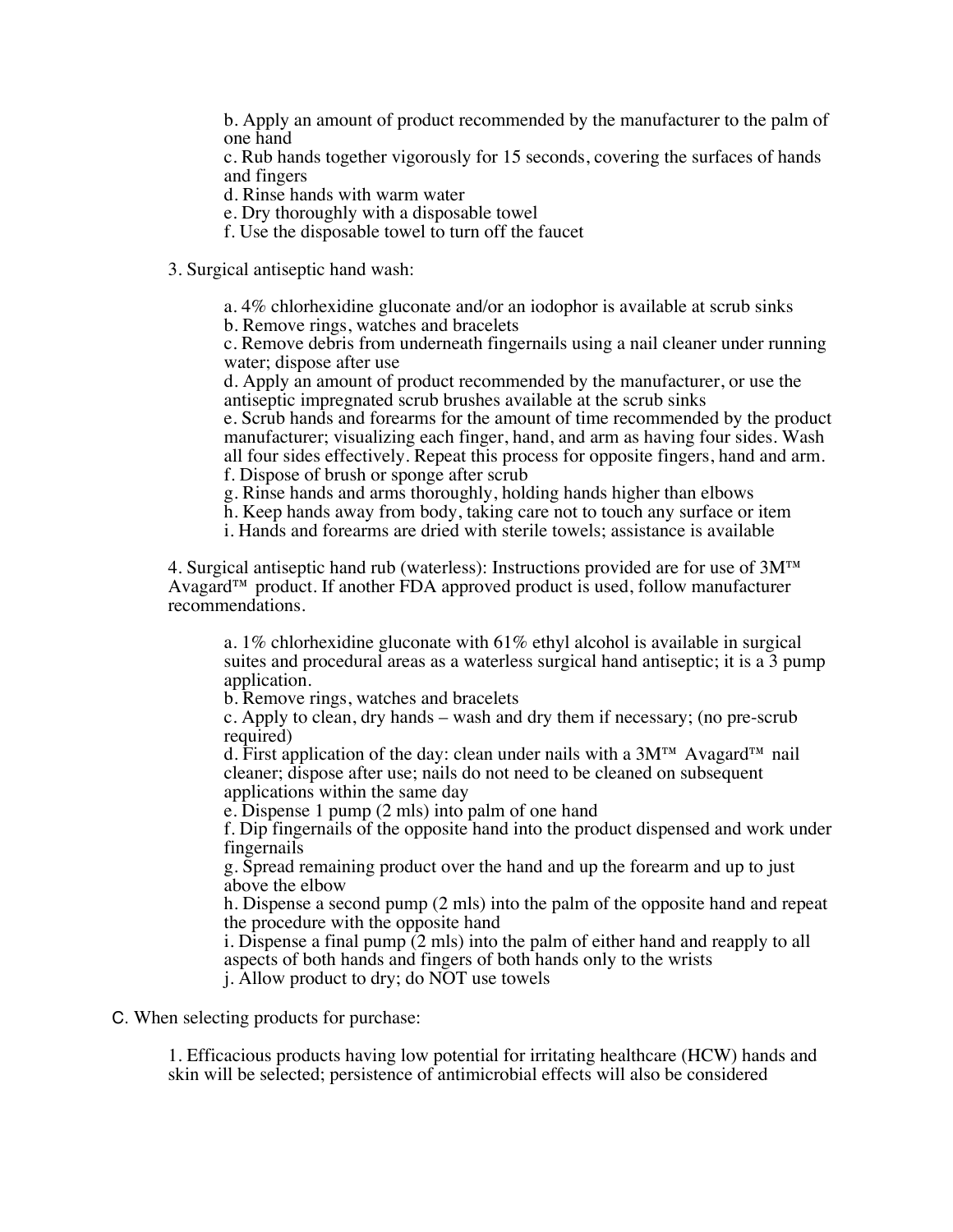b. Apply an amount of product recommended by the manufacturer to the palm of one hand
c. Rub hands together vigorously for 15 seconds, covering the surfaces of hands and fingers
d. Rinse hands with warm water
e. Dry thoroughly with a disposable towel
f. Use the disposable towel to turn off the faucet

3. Surgical antiseptic hand wash:

a. 4% chlorhexidine gluconate and/or an iodophor is available at scrub sinks
b. Remove rings, watches and bracelets
c. Remove debris from underneath fingernails using a nail cleaner under running water; dispose after use
d. Apply an amount of product recommended by the manufacturer, or use the antiseptic impregnated scrub brushes available at the scrub sinks
e. Scrub hands and forearms for the amount of time recommended by the product manufacturer; visualizing each finger, hand, and arm as having four sides. Wash all four sides effectively. Repeat this process for opposite fingers, hand and arm.
f. Dispose of brush or sponge after scrub
g. Rinse hands and arms thoroughly, holding hands higher than elbows
h. Keep hands away from body, taking care not to touch any surface or item
i. Hands and forearms are dried with sterile towels; assistance is available

4. Surgical antiseptic hand rub (waterless): Instructions provided are for use of 3M™ Avagard™ product. If another FDA approved product is used, follow manufacturer recommendations.

a. 1% chlorhexidine gluconate with 61% ethyl alcohol is available in surgical suites and procedural areas as a waterless surgical hand antiseptic; it is a 3 pump application.
b. Remove rings, watches and bracelets
c. Apply to clean, dry hands – wash and dry them if necessary; (no pre-scrub required)
d. First application of the day: clean under nails with a 3M™ Avagard™ nail cleaner; dispose after use; nails do not need to be cleaned on subsequent applications within the same day
e. Dispense 1 pump (2 mls) into palm of one hand
f. Dip fingernails of the opposite hand into the product dispensed and work under fingernails
g. Spread remaining product over the hand and up the forearm and up to just above the elbow
h. Dispense a second pump (2 mls) into the palm of the opposite hand and repeat the procedure with the opposite hand
i. Dispense a final pump (2 mls) into the palm of either hand and reapply to all aspects of both hands and fingers of both hands only to the wrists
j. Allow product to dry; do NOT use towels

C. When selecting products for purchase:

1. Efficacious products having low potential for irritating healthcare (HCW) hands and skin will be selected; persistence of antimicrobial effects will also be considered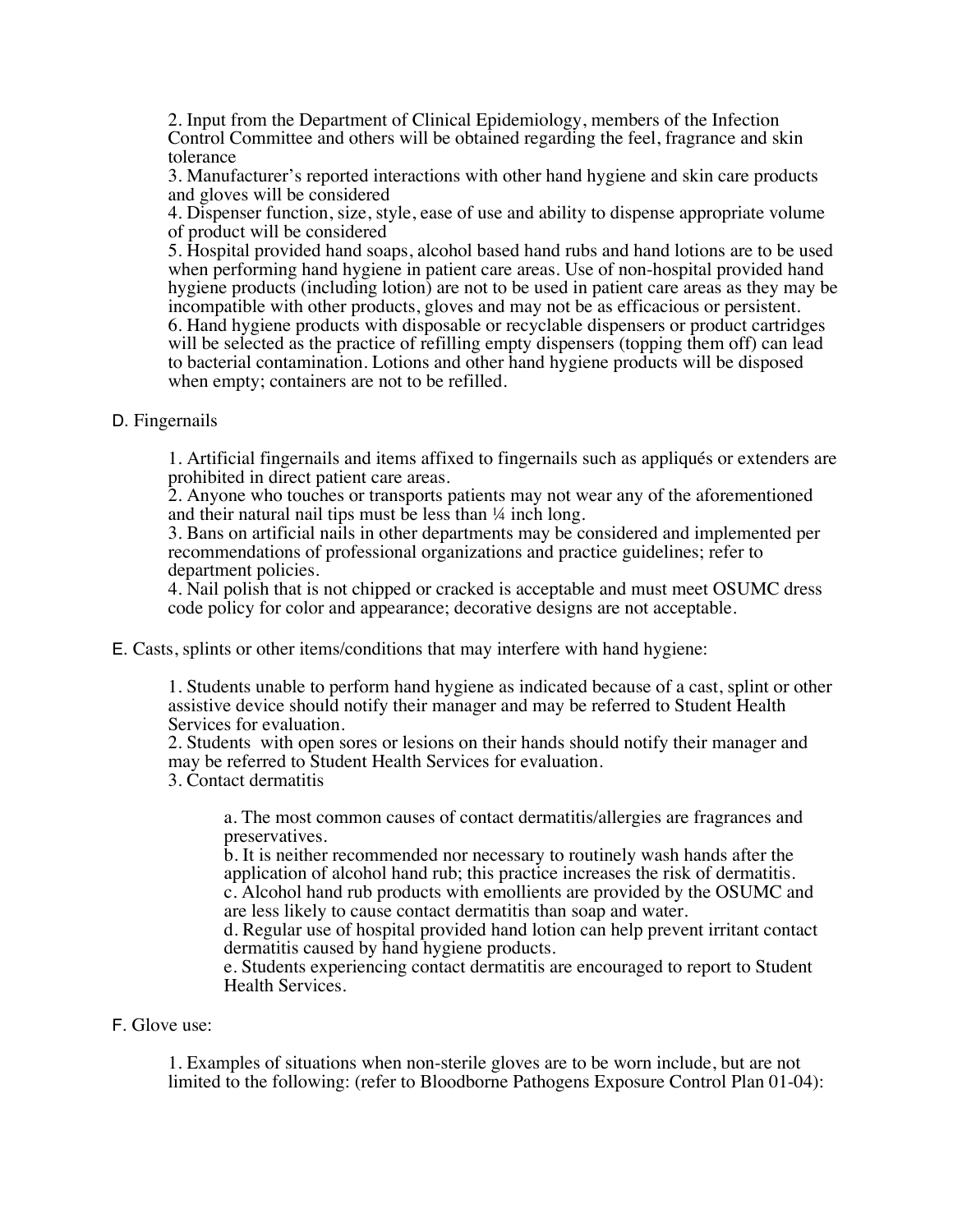2. Input from the Department of Clinical Epidemiology, members of the Infection Control Committee and others will be obtained regarding the feel, fragrance and skin tolerance

3. Manufacturer's reported interactions with other hand hygiene and skin care products and gloves will be considered

4. Dispenser function, size, style, ease of use and ability to dispense appropriate volume of product will be considered

5. Hospital provided hand soaps, alcohol based hand rubs and hand lotions are to be used when performing hand hygiene in patient care areas. Use of non-hospital provided hand hygiene products (including lotion) are not to be used in patient care areas as they may be incompatible with other products, gloves and may not be as efficacious or persistent.

6. Hand hygiene products with disposable or recyclable dispensers or product cartridges will be selected as the practice of refilling empty dispensers (topping them off) can lead to bacterial contamination. Lotions and other hand hygiene products will be disposed when empty; containers are not to be refilled.

D. Fingernails

1. Artificial fingernails and items affixed to fingernails such as appliqués or extenders are prohibited in direct patient care areas.

2. Anyone who touches or transports patients may not wear any of the aforementioned and their natural nail tips must be less than ¼ inch long.

3. Bans on artificial nails in other departments may be considered and implemented per recommendations of professional organizations and practice guidelines; refer to department policies.

4. Nail polish that is not chipped or cracked is acceptable and must meet OSUMC dress code policy for color and appearance; decorative designs are not acceptable.

E. Casts, splints or other items/conditions that may interfere with hand hygiene:

1. Students unable to perform hand hygiene as indicated because of a cast, splint or other assistive device should notify their manager and may be referred to Student Health Services for evaluation.

2. Students with open sores or lesions on their hands should notify their manager and may be referred to Student Health Services for evaluation.

3. Contact dermatitis

   a. The most common causes of contact dermatitis/allergies are fragrances and preservatives.

   b. It is neither recommended nor necessary to routinely wash hands after the application of alcohol hand rub; this practice increases the risk of dermatitis.

   c. Alcohol hand rub products with emollients are provided by the OSUMC and are less likely to cause contact dermatitis than soap and water.

   d. Regular use of hospital provided hand lotion can help prevent irritant contact dermatitis caused by hand hygiene products.

   e. Students experiencing contact dermatitis are encouraged to report to Student Health Services.

F. Glove use:

1. Examples of situations when non-sterile gloves are to be worn include, but are not limited to the following: (refer to Bloodborne Pathogens Exposure Control Plan 01-04):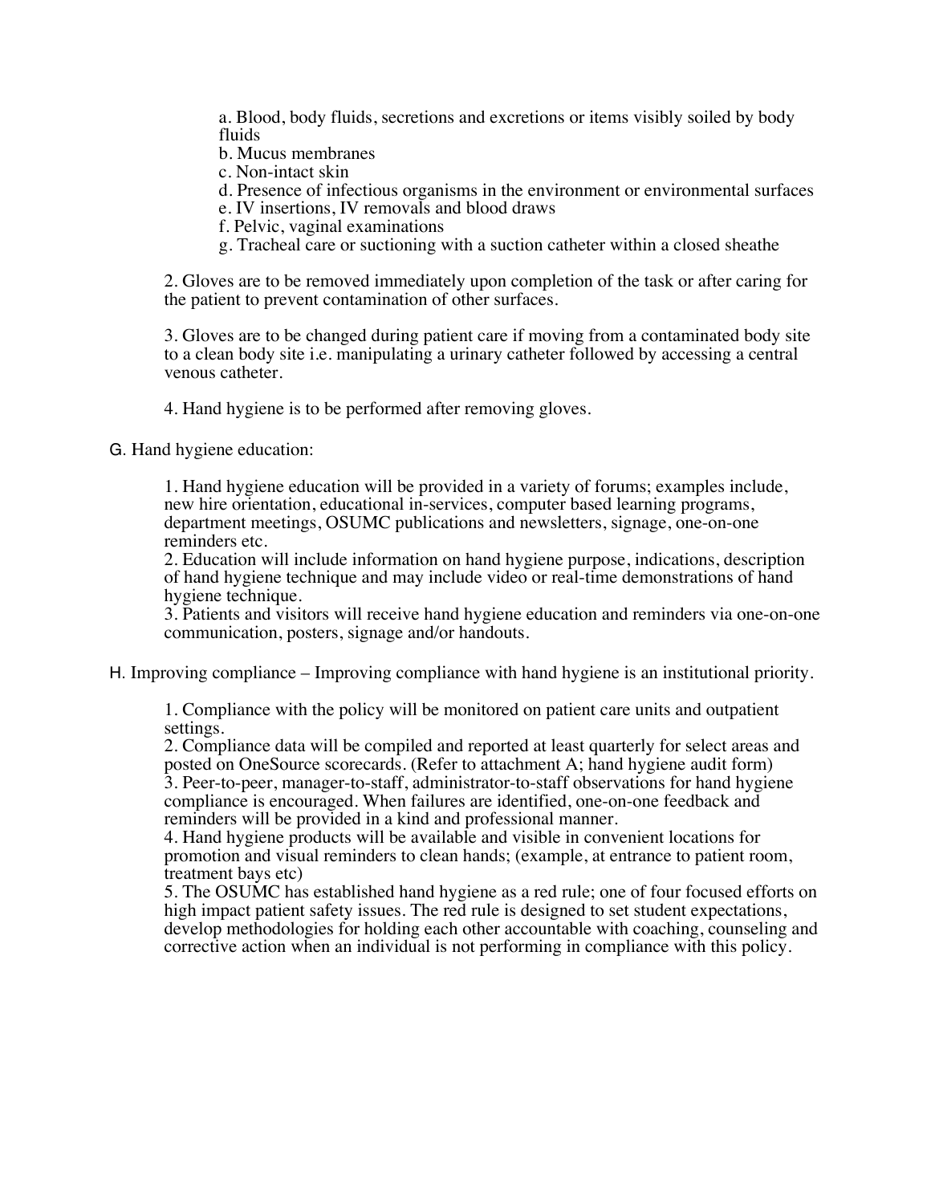a. Blood, body fluids, secretions and excretions or items visibly soiled by body fluids
b. Mucus membranes
c. Non-intact skin
d. Presence of infectious organisms in the environment or environmental surfaces
e. IV insertions, IV removals and blood draws
f. Pelvic, vaginal examinations
g. Tracheal care or suctioning with a suction catheter within a closed sheathe

2. Gloves are to be removed immediately upon completion of the task or after caring for the patient to prevent contamination of other surfaces.

3. Gloves are to be changed during patient care if moving from a contaminated body site to a clean body site i.e. manipulating a urinary catheter followed by accessing a central venous catheter.

4. Hand hygiene is to be performed after removing gloves.

G. Hand hygiene education:

1. Hand hygiene education will be provided in a variety of forums; examples include, new hire orientation, educational in-services, computer based learning programs, department meetings, OSUMC publications and newsletters, signage, one-on-one reminders etc.
2. Education will include information on hand hygiene purpose, indications, description of hand hygiene technique and may include video or real-time demonstrations of hand hygiene technique.
3. Patients and visitors will receive hand hygiene education and reminders via one-on-one communication, posters, signage and/or handouts.

H. Improving compliance – Improving compliance with hand hygiene is an institutional priority.

1. Compliance with the policy will be monitored on patient care units and outpatient settings.
2. Compliance data will be compiled and reported at least quarterly for select areas and posted on OneSource scorecards. (Refer to attachment A; hand hygiene audit form)
3. Peer-to-peer, manager-to-staff, administrator-to-staff observations for hand hygiene compliance is encouraged. When failures are identified, one-on-one feedback and reminders will be provided in a kind and professional manner.
4. Hand hygiene products will be available and visible in convenient locations for promotion and visual reminders to clean hands; (example, at entrance to patient room, treatment bays etc)
5. The OSUMC has established hand hygiene as a red rule; one of four focused efforts on high impact patient safety issues. The red rule is designed to set student expectations, develop methodologies for holding each other accountable with coaching, counseling and corrective action when an individual is not performing in compliance with this policy.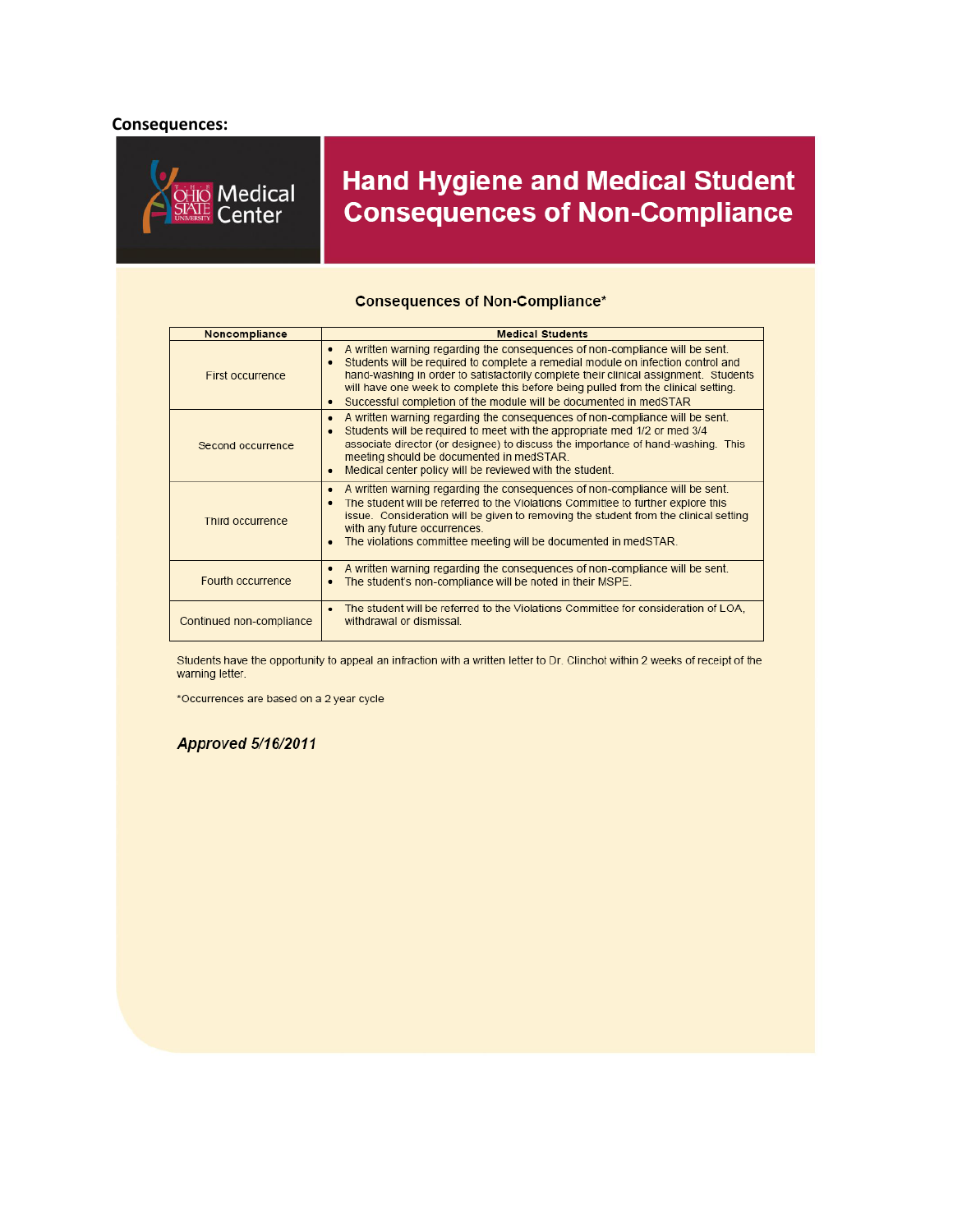**Consequences:**

The Ohio State University Medical Center

# Hand Hygiene and Medical Student Consequences of Non-Compliance

## Consequences of Non-Compliance*

| Noncompliance | Medical Students |
|---|---|
| First occurrence | • A written warning regarding the consequences of non-compliance will be sent. • Students will be required to complete a remedial module on infection control and hand-washing in order to satisfactorily complete their clinical assignment. Students will have one week to complete this before being pulled from the clinical setting. • Successful completion of the module will be documented in medSTAR |
| Second occurrence | • A written warning regarding the consequences of non-compliance will be sent. • Students will be required to meet with the appropriate med 1/2 or med 3/4 associate director (or designee) to discuss the importance of hand-washing. This meeting should be documented in medSTAR. • Medical center policy will be reviewed with the student. |
| Third occurrence | • A written warning regarding the consequences of non-compliance will be sent. • The student will be referred to the Violations Committee to further explore this issue. Consideration will be given to removing the student from the clinical setting with any future occurrences. • The violations committee meeting will be documented in medSTAR. |
| Fourth occurrence | • A written warning regarding the consequences of non-compliance will be sent. • The student's non-compliance will be noted in their MSPE. |
| Continued non-compliance | • The student will be referred to the Violations Committee for consideration of LOA, withdrawal or dismissal. |

Students have the opportunity to appeal an infraction with a written letter to Dr. Clinchot within 2 weeks of receipt of the warning letter.

*Occurrences are based on a 2 year cycle

***Approved 5/16/2011***